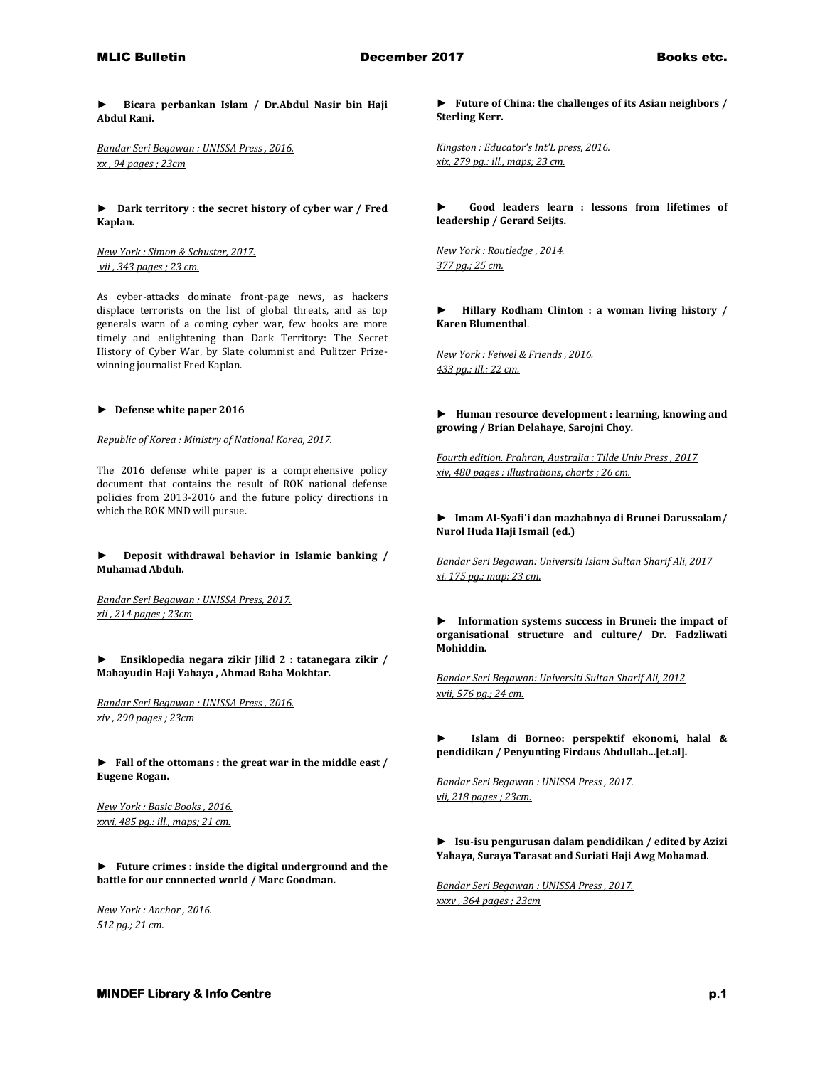► **Bicara perbankan Islam / Dr.Abdul Nasir bin Haji Abdul Rani.**

Bandar Seri Begawan : UNISSA Press , 2016.
xx , 94 pages ; 23cm

► **Dark territory : the secret history of cyber war / Fred Kaplan.**

New York : Simon & Schuster, 2017.
vii , 343 pages ; 23 cm.

As cyber-attacks dominate front-page news, as hackers displace terrorists on the list of global threats, and as top generals warn of a coming cyber war, few books are more timely and enlightening than Dark Territory: The Secret History of Cyber War, by Slate columnist and Pulitzer Prize-winning journalist Fred Kaplan.

► **Defense white paper 2016**

Republic of Korea : Ministry of National Korea, 2017.

The 2016 defense white paper is a comprehensive policy document that contains the result of ROK national defense policies from 2013-2016 and the future policy directions in which the ROK MND will pursue.

► **Deposit withdrawal behavior in Islamic banking / Muhamad Abduh.**

Bandar Seri Begawan : UNISSA Press, 2017.
xii , 214 pages ; 23cm

► **Ensiklopedia negara zikir Jilid 2 : tatanegara zikir / Mahayudin Haji Yahaya , Ahmad Baha Mokhtar.**

Bandar Seri Begawan : UNISSA Press , 2016.
xiv , 290 pages ; 23cm

► **Fall of the ottomans : the great war in the middle east / Eugene Rogan.**

New York : Basic Books , 2016.
xxvi, 485 pg.: ill., maps; 21 cm.

► **Future crimes : inside the digital underground and the battle for our connected world / Marc Goodman.**

New York : Anchor , 2016.
512 pg.; 21 cm.

► **Future of China: the challenges of its Asian neighbors / Sterling Kerr.**

Kingston : Educator's Int'L press, 2016.
xix, 279 pg.: ill., maps; 23 cm.

► **Good leaders learn : lessons from lifetimes of leadership / Gerard Seijts.**

New York : Routledge , 2014.
377 pg.; 25 cm.

► **Hillary Rodham Clinton : a woman living history / Karen Blumenthal**.

New York : Feiwel & Friends , 2016.
433 pg.: ill.; 22 cm.

► **Human resource development : learning, knowing and growing / Brian Delahaye, Sarojni Choy.**

Fourth edition. Prahran, Australia : Tilde Univ Press , 2017
xiv, 480 pages : illustrations, charts ; 26 cm.

► **Imam Al-Syafi'i dan mazhabnya di Brunei Darussalam/ Nurol Huda Haji Ismail (ed.)**

Bandar Seri Begawan: Universiti Islam Sultan Sharif Ali, 2017
xi, 175 pg.: map; 23 cm.

► **Information systems success in Brunei: the impact of organisational structure and culture/ Dr. Fadzliwati Mohiddin.**

Bandar Seri Begawan: Universiti Sultan Sharif Ali, 2012
xvii, 576 pg.; 24 cm.

► **Islam di Borneo: perspektif ekonomi, halal & pendidikan / Penyunting Firdaus Abdullah...[et.al].**

Bandar Seri Begawan : UNISSA Press , 2017.
vii, 218 pages ; 23cm.

► **Isu-isu pengurusan dalam pendidikan / edited by Azizi Yahaya, Suraya Tarasat and Suriati Haji Awg Mohamad.**

Bandar Seri Begawan : UNISSA Press , 2017.
xxxv , 364 pages ; 23cm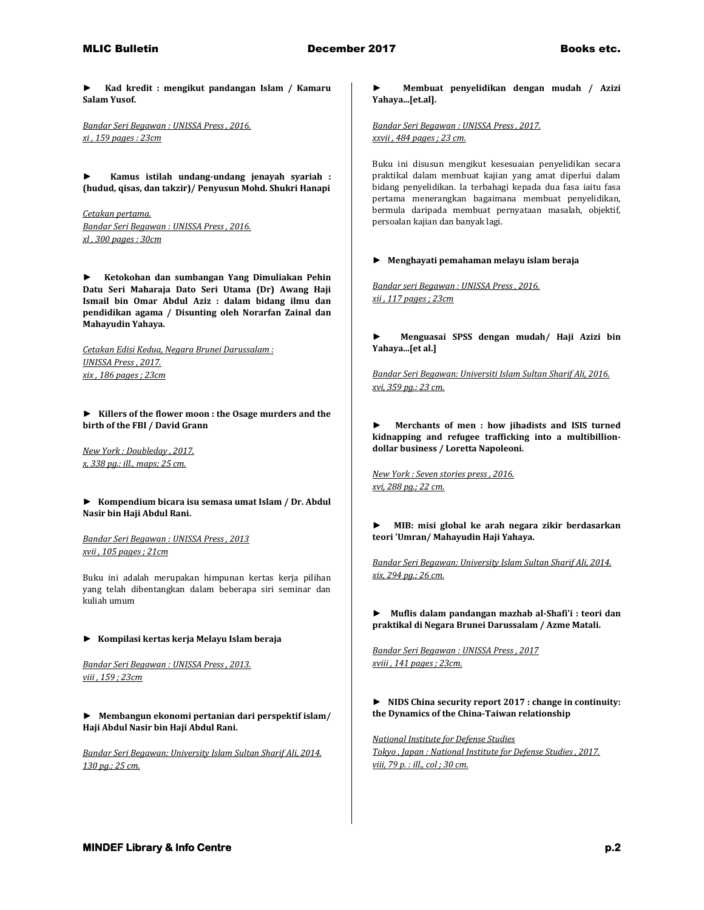► **Kad kredit : mengikut pandangan Islam / Kamaru Salam Yusof.**

*Bandar Seri Begawan : UNISSA Press , 2016.*
*xi , 159 pages : 23cm*

► **Kamus istilah undang-undang jenayah syariah : (hudud, qisas, dan takzir)/ Penyusun Mohd. Shukri Hanapi**

*Cetakan pertama.*
*Bandar Seri Begawan : UNISSA Press , 2016.*
*xl , 300 pages : 30cm*

► **Ketokohan dan sumbangan Yang Dimuliakan Pehin Datu Seri Maharaja Dato Seri Utama (Dr) Awang Haji Ismail bin Omar Abdul Aziz : dalam bidang ilmu dan pendidikan agama / Disunting oleh Norarfan Zainal dan Mahayudin Yahaya.**

*Cetakan Edisi Kedua, Negara Brunei Darussalam : UNISSA Press , 2017.*
*xix , 186 pages ; 23cm*

► **Killers of the flower moon : the Osage murders and the birth of the FBI / David Grann**

*New York : Doubleday , 2017.*
*x, 338 pg.: ill., maps; 25 cm.*

► **Kompendium bicara isu semasa umat Islam / Dr. Abdul Nasir bin Haji Abdul Rani.**

*Bandar Seri Begawan : UNISSA Press , 2013*
*xvii , 105 pages ; 21cm*

Buku ini adalah merupakan himpunan kertas kerja pilihan yang telah dibentangkan dalam beberapa siri seminar dan kuliah umum

► **Kompilasi kertas kerja Melayu Islam beraja**

*Bandar Seri Begawan : UNISSA Press , 2013.*
*viii , 159 ; 23cm*

► **Membangun ekonomi pertanian dari perspektif islam/ Haji Abdul Nasir bin Haji Abdul Rani.**

*Bandar Seri Begawan: University Islam Sultan Sharif Ali, 2014.*
*130 pg.; 25 cm.*

► **Membuat penyelidikan dengan mudah / Azizi Yahaya...[et.al].**

*Bandar Seri Begawan : UNISSA Press , 2017.*
*xxvii , 484 pages ; 23 cm.*

Buku ini disusun mengikut kesesuaian penyelidikan secara praktikal dalam membuat kajian yang amat diperlui dalam bidang penyelidikan. Ia terbahagi kepada dua fasa iaitu fasa pertama menerangkan bagaimana membuat penyelidikan, bermula daripada membuat pernyataan masalah, objektif, persoalan kajian dan banyak lagi.

► **Menghayati pemahaman melayu islam beraja**

*Bandar seri Begawan : UNISSA Press , 2016.*
*xii , 117 pages ; 23cm*

► **Menguasai SPSS dengan mudah/ Haji Azizi bin Yahaya...[et al.]**

*Bandar Seri Begawan: Universiti Islam Sultan Sharif Ali, 2016.*
*xvi, 359 pg.: 23 cm.*

► **Merchants of men : how jihadists and ISIS turned kidnapping and refugee trafficking into a multibillion-dollar business / Loretta Napoleoni.**

*New York : Seven stories press , 2016.*
*xvi, 288 pg.; 22 cm.*

► **MIB: misi global ke arah negara zikir berdasarkan teori 'Umran/ Mahayudin Haji Yahaya.**

*Bandar Seri Begawan: University Islam Sultan Sharif Ali, 2014.*
*xix, 294 pg.; 26 cm.*

► **Muflis dalam pandangan mazhab al-Shafi'i : teori dan praktikal di Negara Brunei Darussalam / Azme Matali.**

*Bandar Seri Begawan : UNISSA Press , 2017*
*xviii , 141 pages ; 23cm.*

► **NIDS China security report 2017 : change in continuity: the Dynamics of the China-Taiwan relationship**

*National Institute for Defense Studies*
*Tokyo , Japan : National Institute for Defense Studies , 2017.*
*viii, 79 p. : ill., col ; 30 cm.*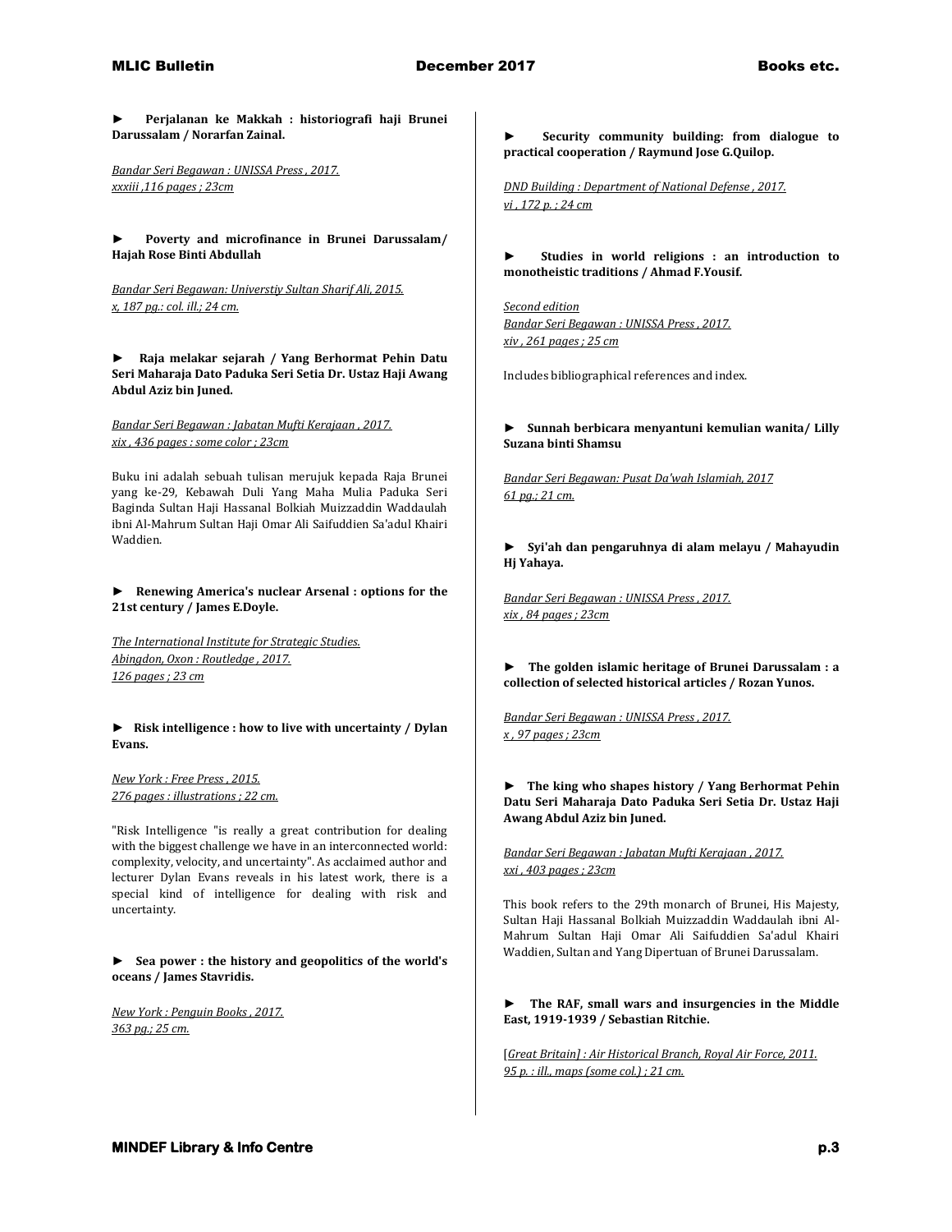► **Perjalanan ke Makkah : historiografi haji Brunei Darussalam / Norarfan Zainal.**

Bandar Seri Begawan : UNISSA Press , 2017.
xxxiii ,116 pages ; 23cm

► **Poverty and microfinance in Brunei Darussalam/ Hajah Rose Binti Abdullah**

Bandar Seri Begawan: Universtiy Sultan Sharif Ali, 2015.
x, 187 pg.: col. ill.; 24 cm.

► **Raja melakar sejarah / Yang Berhormat Pehin Datu Seri Maharaja Dato Paduka Seri Setia Dr. Ustaz Haji Awang Abdul Aziz bin Juned.**

Bandar Seri Begawan : Jabatan Mufti Kerajaan , 2017.
xix , 436 pages : some color ; 23cm

Buku ini adalah sebuah tulisan merujuk kepada Raja Brunei yang ke-29, Kebawah Duli Yang Maha Mulia Paduka Seri Baginda Sultan Haji Hassanal Bolkiah Muizzaddin Waddaulah ibni Al-Mahrum Sultan Haji Omar Ali Saifuddien Sa'adul Khairi Waddien.

► **Renewing America's nuclear Arsenal : options for the 21st century / James E.Doyle.**

The International Institute for Strategic Studies.
Abingdon, Oxon : Routledge , 2017.
126 pages ; 23 cm

► **Risk intelligence : how to live with uncertainty / Dylan Evans.**

New York : Free Press , 2015.
276 pages : illustrations ; 22 cm.

"Risk Intelligence "is really a great contribution for dealing with the biggest challenge we have in an interconnected world: complexity, velocity, and uncertainty". As acclaimed author and lecturer Dylan Evans reveals in his latest work, there is a special kind of intelligence for dealing with risk and uncertainty.

► **Sea power : the history and geopolitics of the world's oceans / James Stavridis.**

New York : Penguin Books , 2017.
363 pg.; 25 cm.

► **Security community building: from dialogue to practical cooperation / Raymund Jose G.Quilop.**

DND Building : Department of National Defense , 2017.
vi , 172 p. ; 24 cm

► **Studies in world religions : an introduction to monotheistic traditions / Ahmad F.Yousif.**

Second edition
Bandar Seri Begawan : UNISSA Press , 2017.
xiv , 261 pages ; 25 cm

Includes bibliographical references and index.

► **Sunnah berbicara menyantuni kemulian wanita/ Lilly Suzana binti Shamsu**

Bandar Seri Begawan: Pusat Da'wah Islamiah, 2017
61 pg.; 21 cm.

► **Syi'ah dan pengaruhnya di alam melayu / Mahayudin Hj Yahaya.**

Bandar Seri Begawan : UNISSA Press , 2017.
xix , 84 pages ; 23cm

► **The golden islamic heritage of Brunei Darussalam : a collection of selected historical articles / Rozan Yunos.**

Bandar Seri Begawan : UNISSA Press , 2017.
x , 97 pages ; 23cm

► **The king who shapes history / Yang Berhormat Pehin Datu Seri Maharaja Dato Paduka Seri Setia Dr. Ustaz Haji Awang Abdul Aziz bin Juned.**

Bandar Seri Begawan : Jabatan Mufti Kerajaan , 2017.
xxi , 403 pages ; 23cm

This book refers to the 29th monarch of Brunei, His Majesty, Sultan Haji Hassanal Bolkiah Muizzaddin Waddaulah ibni Al-Mahrum Sultan Haji Omar Ali Saifuddien Sa'adul Khairi Waddien, Sultan and Yang Dipertuan of Brunei Darussalam.

► **The RAF, small wars and insurgencies in the Middle East, 1919-1939 / Sebastian Ritchie.**

[Great Britain] : Air Historical Branch, Royal Air Force, 2011.
95 p. : ill., maps (some col.) ; 21 cm.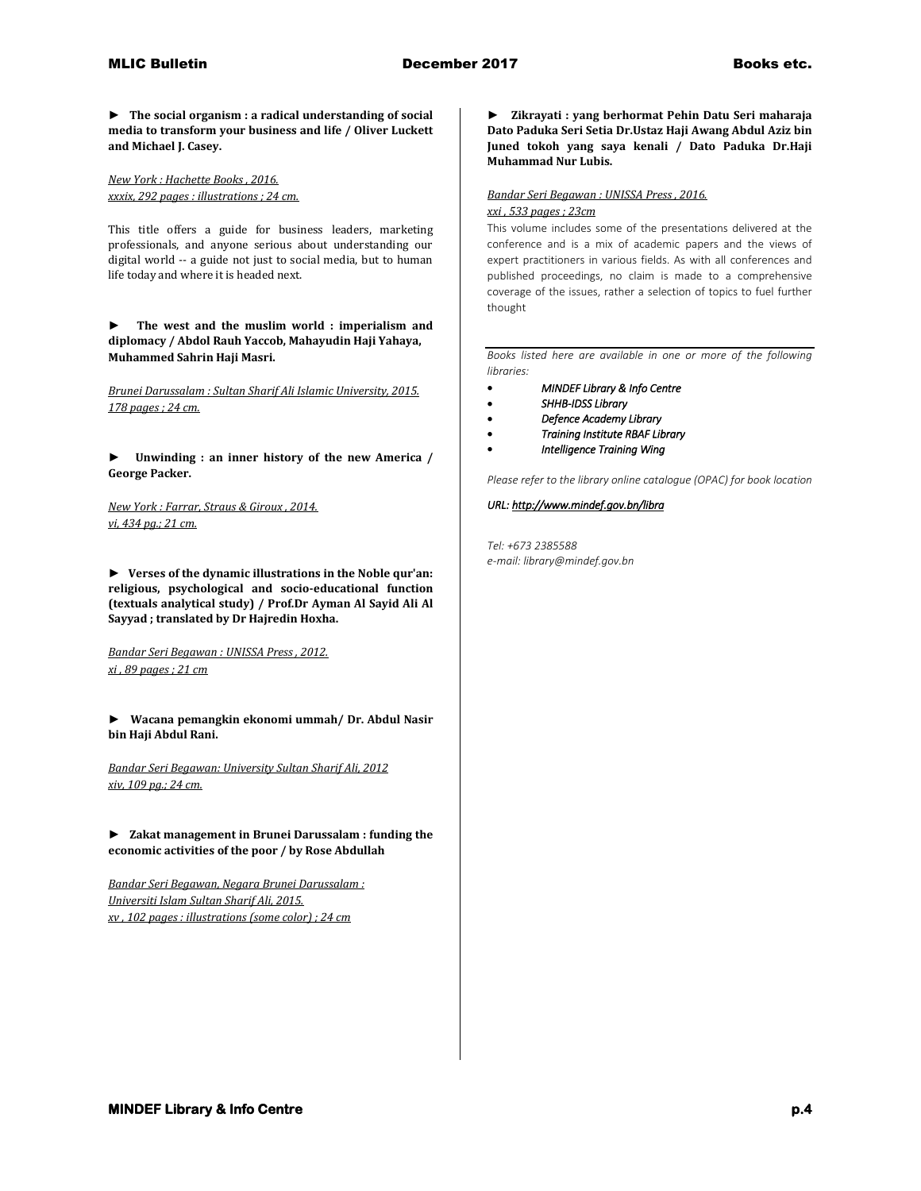► **The social organism : a radical understanding of social media to transform your business and life / Oliver Luckett and Michael J. Casey.**

*New York : Hachette Books , 2016.*
*xxxix, 292 pages : illustrations ; 24 cm.*

This title offers a guide for business leaders, marketing professionals, and anyone serious about understanding our digital world -- a guide not just to social media, but to human life today and where it is headed next.

► **The west and the muslim world : imperialism and diplomacy / Abdol Rauh Yaccob, Mahayudin Haji Yahaya, Muhammed Sahrin Haji Masri.**

*Brunei Darussalam : Sultan Sharif Ali Islamic University, 2015.*
*178 pages ; 24 cm.*

► **Unwinding : an inner history of the new America / George Packer.**

*New York : Farrar, Straus & Giroux , 2014.*
*vi, 434 pg.; 21 cm.*

► **Verses of the dynamic illustrations in the Noble qur'an: religious, psychological and socio-educational function (textuals analytical study) / Prof.Dr Ayman Al Sayid Ali Al Sayyad ; translated by Dr Hajredin Hoxha.**

*Bandar Seri Begawan : UNISSA Press , 2012.*
*xi , 89 pages ; 21 cm*

► **Wacana pemangkin ekonomi ummah/ Dr. Abdul Nasir bin Haji Abdul Rani.**

*Bandar Seri Begawan: University Sultan Sharif Ali, 2012*
*xiv, 109 pg.; 24 cm.*

► **Zakat management in Brunei Darussalam : funding the economic activities of the poor / by Rose Abdullah**

*Bandar Seri Begawan, Negara Brunei Darussalam : Universiti Islam Sultan Sharif Ali, 2015.*
*xv , 102 pages : illustrations (some color) ; 24 cm*

► **Zikrayati : yang berhormat Pehin Datu Seri maharaja Dato Paduka Seri Setia Dr.Ustaz Haji Awang Abdul Aziz bin Juned tokoh yang saya kenali / Dato Paduka Dr.Haji Muhammad Nur Lubis.**

*Bandar Seri Begawan : UNISSA Press , 2016.*
*xxi , 533 pages ; 23cm*

This volume includes some of the presentations delivered at the conference and is a mix of academic papers and the views of expert practitioners in various fields. As with all conferences and published proceedings, no claim is made to a comprehensive coverage of the issues, rather a selection of topics to fuel further thought

---

*Books listed here are available in one or more of the following libraries:*

- *MINDEF Library & Info Centre*
- *SHHB-IDSS Library*
- *Defence Academy Library*
- *Training Institute RBAF Library*
- *Intelligence Training Wing*

*Please refer to the library online catalogue (OPAC) for book location*

*URL: http://www.mindef.gov.bn/libra*

*Tel: +673 2385588*
*e-mail: library@mindef.gov.bn*